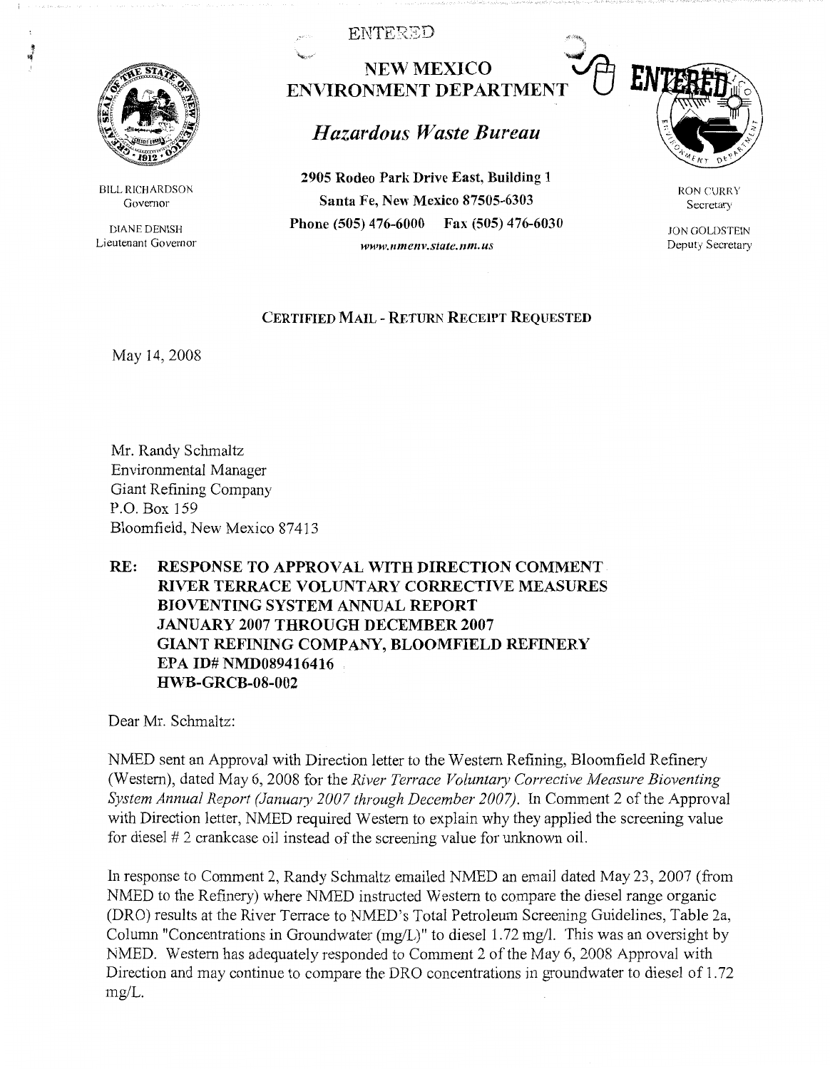ENTERED

# NEW MEXICO ENVIRONMENT DEPARTMENT

## *Hazardous Waste Bureau*

ENTERED

BILL RICHARDSON
Governor

DIANE DENISH
Lieutenant Governor

**2905 Rodeo Park Drive East, Building 1**
**Santa Fe, New Mexico 87505-6303**
**Phone (505) 476-6000 Fax (505) 476-6030**
*www.nmenv.state.nm.us*

RON CURRY
Secretary

JON GOLDSTEIN
Deputy Secretary

**CERTIFIED MAIL - RETURN RECEIPT REQUESTED**

May 14, 2008

Mr. Randy Schmaltz
Environmental Manager
Giant Refining Company
P.O. Box 159
Bloomfield, New Mexico 87413

**RE: RESPONSE TO APPROVAL WITH DIRECTION COMMENT
RIVER TERRACE VOLUNTARY CORRECTIVE MEASURES
BIOVENTING SYSTEM ANNUAL REPORT
JANUARY 2007 THROUGH DECEMBER 2007
GIANT REFINING COMPANY, BLOOMFIELD REFINERY
EPA ID# NMD089416416
HWB-GRCB-08-002**

Dear Mr. Schmaltz:

NMED sent an Approval with Direction letter to the Western Refining, Bloomfield Refinery (Western), dated May 6, 2008 for the *River Terrace Voluntary Corrective Measure Bioventing System Annual Report (January 2007 through December 2007)*. In Comment 2 of the Approval with Direction letter, NMED required Western to explain why they applied the screening value for diesel # 2 crankcase oil instead of the screening value for unknown oil.

In response to Comment 2, Randy Schmaltz emailed NMED an email dated May 23, 2007 (from NMED to the Refinery) where NMED instructed Western to compare the diesel range organic (DRO) results at the River Terrace to NMED's Total Petroleum Screening Guidelines, Table 2a, Column "Concentrations in Groundwater (mg/L)" to diesel 1.72 mg/l. This was an oversight by NMED. Western has adequately responded to Comment 2 of the May 6, 2008 Approval with Direction and may continue to compare the DRO concentrations in groundwater to diesel of 1.72 mg/L.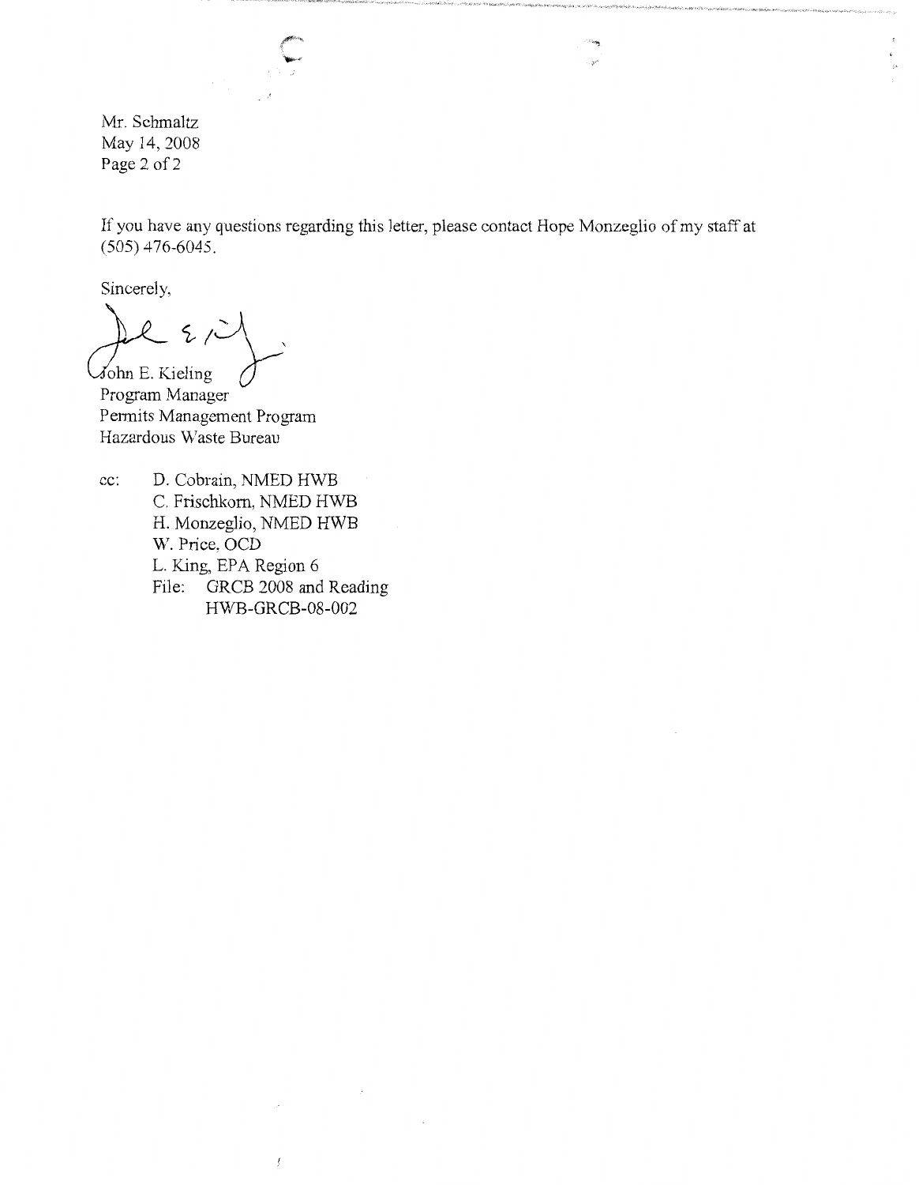Mr. Schmaltz
May 14, 2008

If you have any questions regarding this letter, please contact Hope Monzeglio of my staff at (505) 476-6045.

Sincerely,

John E. Kieling
Program Manager
Permits Management Program
Hazardous Waste Bureau

cc: D. Cobrain, NMED HWB
C. Frischkorn, NMED HWB
H. Monzeglio, NMED HWB
W. Price, OCD
L. King, EPA Region 6
File: GRCB 2008 and Reading
HWB-GRCB-08-002